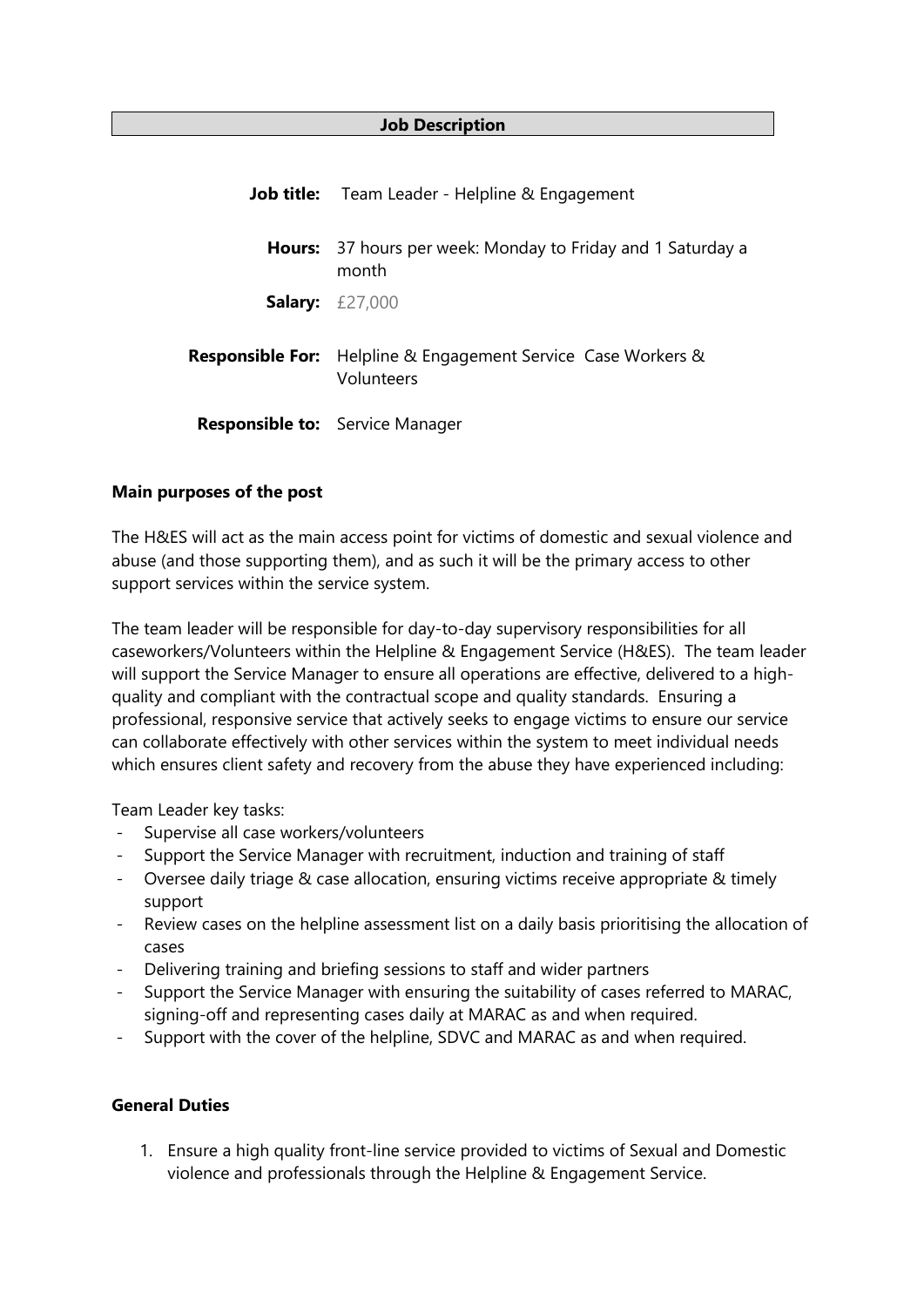## Job Description

| | |
|---|---|
| **Job title:** | Team Leader - Helpline & Engagement |
| **Hours:** | 37 hours per week: Monday to Friday and 1 Saturday a month |
| **Salary:** | £27,000 |
| **Responsible For:** | Helpline & Engagement Service Case Workers & Volunteers |
| **Responsible to:** | Service Manager |

### Main purposes of the post

The H&ES will act as the main access point for victims of domestic and sexual violence and abuse (and those supporting them), and as such it will be the primary access to other support services within the service system.

The team leader will be responsible for day-to-day supervisory responsibilities for all caseworkers/Volunteers within the Helpline & Engagement Service (H&ES). The team leader will support the Service Manager to ensure all operations are effective, delivered to a high-quality and compliant with the contractual scope and quality standards. Ensuring a professional, responsive service that actively seeks to engage victims to ensure our service can collaborate effectively with other services within the system to meet individual needs which ensures client safety and recovery from the abuse they have experienced including:

Team Leader key tasks:

- Supervise all case workers/volunteers
- Support the Service Manager with recruitment, induction and training of staff
- Oversee daily triage & case allocation, ensuring victims receive appropriate & timely support
- Review cases on the helpline assessment list on a daily basis prioritising the allocation of cases
- Delivering training and briefing sessions to staff and wider partners
- Support the Service Manager with ensuring the suitability of cases referred to MARAC, signing-off and representing cases daily at MARAC as and when required.
- Support with the cover of the helpline, SDVC and MARAC as and when required.

### General Duties

1. Ensure a high quality front-line service provided to victims of Sexual and Domestic violence and professionals through the Helpline & Engagement Service.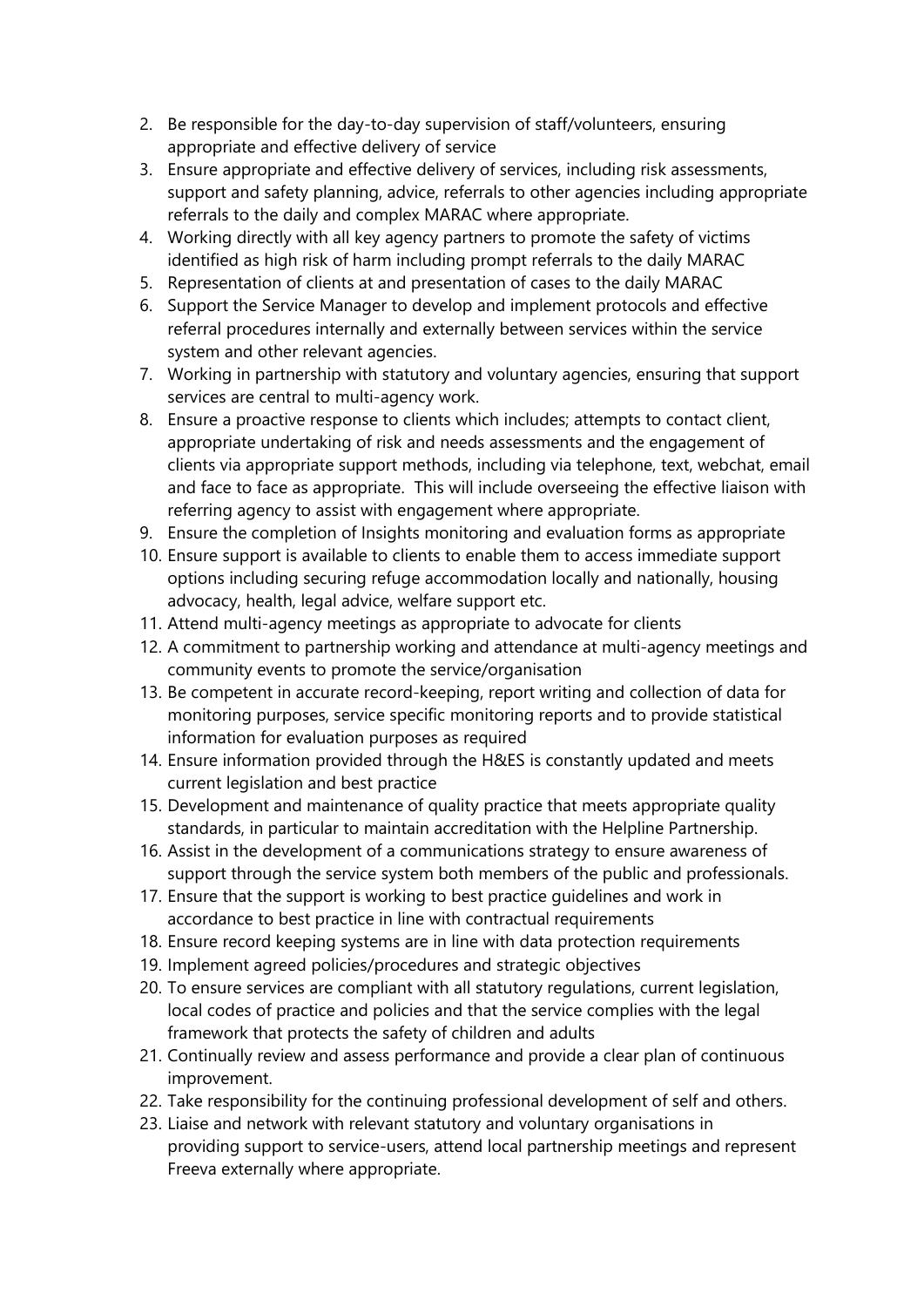2. Be responsible for the day-to-day supervision of staff/volunteers, ensuring appropriate and effective delivery of service
3. Ensure appropriate and effective delivery of services, including risk assessments, support and safety planning, advice, referrals to other agencies including appropriate referrals to the daily and complex MARAC where appropriate.
4. Working directly with all key agency partners to promote the safety of victims identified as high risk of harm including prompt referrals to the daily MARAC
5. Representation of clients at and presentation of cases to the daily MARAC
6. Support the Service Manager to develop and implement protocols and effective referral procedures internally and externally between services within the service system and other relevant agencies.
7. Working in partnership with statutory and voluntary agencies, ensuring that support services are central to multi-agency work.
8. Ensure a proactive response to clients which includes; attempts to contact client, appropriate undertaking of risk and needs assessments and the engagement of clients via appropriate support methods, including via telephone, text, webchat, email and face to face as appropriate. This will include overseeing the effective liaison with referring agency to assist with engagement where appropriate.
9. Ensure the completion of Insights monitoring and evaluation forms as appropriate
10. Ensure support is available to clients to enable them to access immediate support options including securing refuge accommodation locally and nationally, housing advocacy, health, legal advice, welfare support etc.
11. Attend multi-agency meetings as appropriate to advocate for clients
12. A commitment to partnership working and attendance at multi-agency meetings and community events to promote the service/organisation
13. Be competent in accurate record-keeping, report writing and collection of data for monitoring purposes, service specific monitoring reports and to provide statistical information for evaluation purposes as required
14. Ensure information provided through the H&ES is constantly updated and meets current legislation and best practice
15. Development and maintenance of quality practice that meets appropriate quality standards, in particular to maintain accreditation with the Helpline Partnership.
16. Assist in the development of a communications strategy to ensure awareness of support through the service system both members of the public and professionals.
17. Ensure that the support is working to best practice guidelines and work in accordance to best practice in line with contractual requirements
18. Ensure record keeping systems are in line with data protection requirements
19. Implement agreed policies/procedures and strategic objectives
20. To ensure services are compliant with all statutory regulations, current legislation, local codes of practice and policies and that the service complies with the legal framework that protects the safety of children and adults
21. Continually review and assess performance and provide a clear plan of continuous improvement.
22. Take responsibility for the continuing professional development of self and others.
23. Liaise and network with relevant statutory and voluntary organisations in providing support to service-users, attend local partnership meetings and represent Freeva externally where appropriate.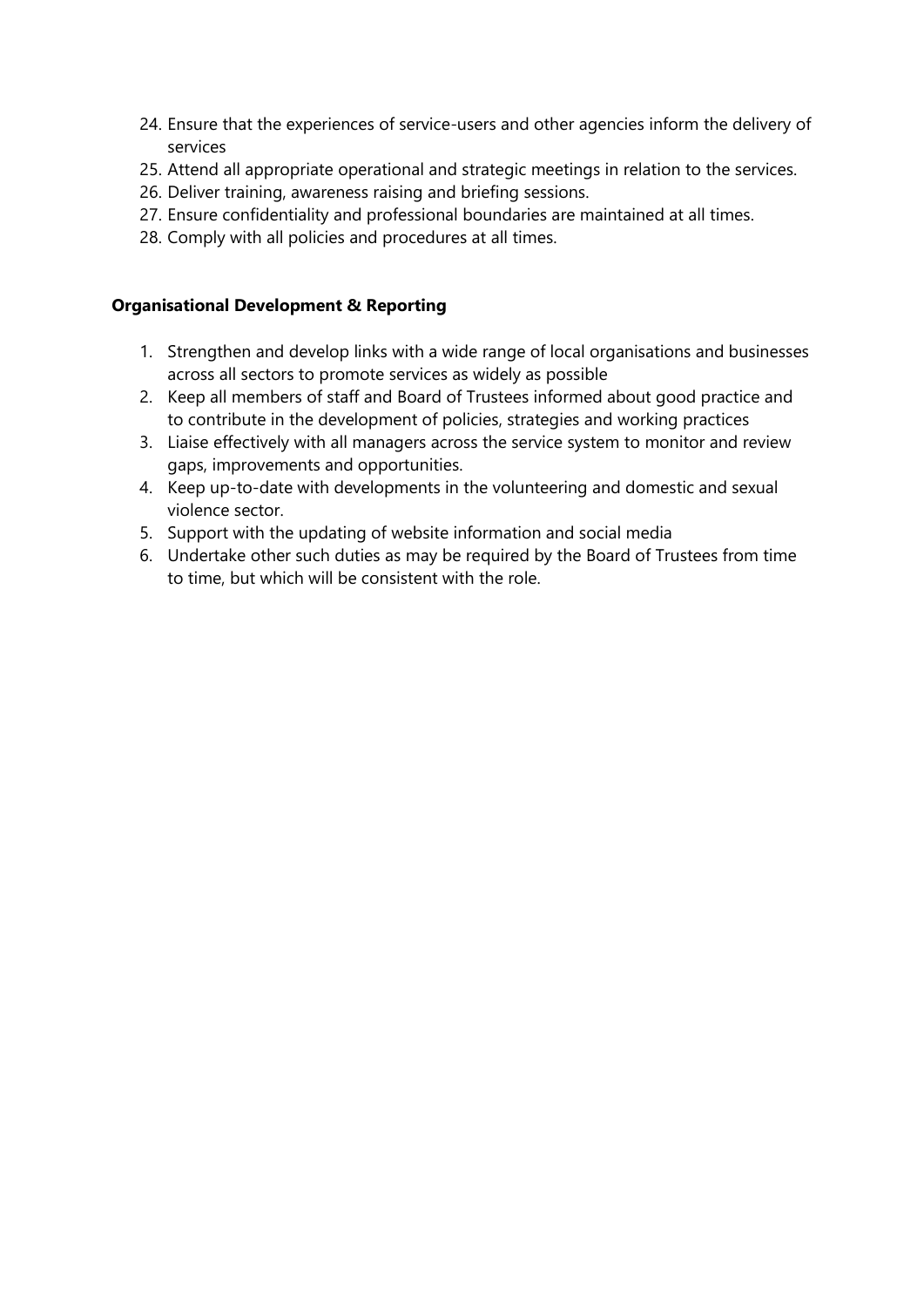24. Ensure that the experiences of service-users and other agencies inform the delivery of services
25. Attend all appropriate operational and strategic meetings in relation to the services.
26. Deliver training, awareness raising and briefing sessions.
27. Ensure confidentiality and professional boundaries are maintained at all times.
28. Comply with all policies and procedures at all times.

**Organisational Development & Reporting**

1. Strengthen and develop links with a wide range of local organisations and businesses across all sectors to promote services as widely as possible
2. Keep all members of staff and Board of Trustees informed about good practice and to contribute in the development of policies, strategies and working practices
3. Liaise effectively with all managers across the service system to monitor and review gaps, improvements and opportunities.
4. Keep up-to-date with developments in the volunteering and domestic and sexual violence sector.
5. Support with the updating of website information and social media
6. Undertake other such duties as may be required by the Board of Trustees from time to time, but which will be consistent with the role.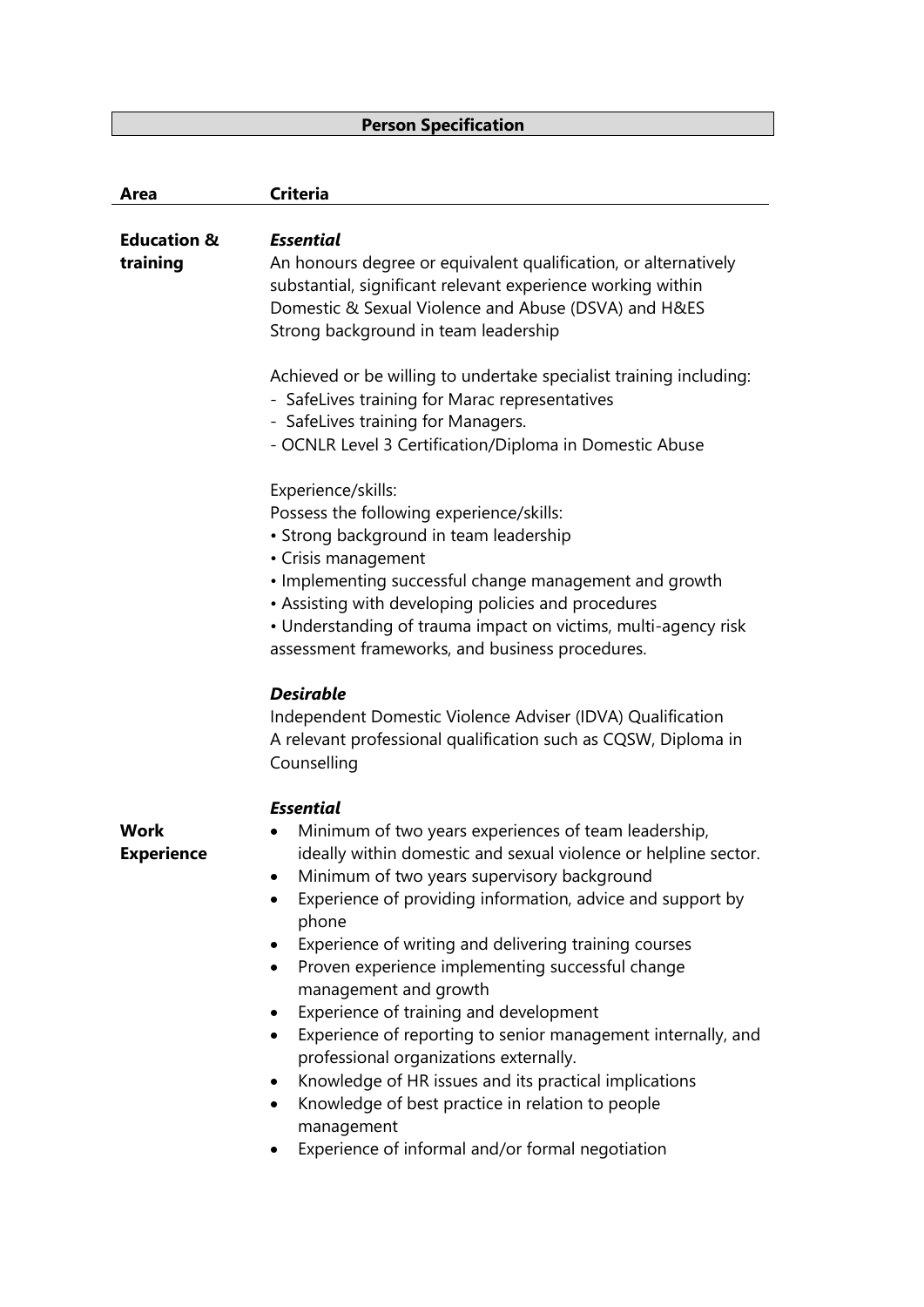## Person Specification

| Area | Criteria |
| --- | --- |
| **Education & training** | ***Essential***<br>An honours degree or equivalent qualification, or alternatively substantial, significant relevant experience working within Domestic & Sexual Violence and Abuse (DSVA) and H&ES<br>Strong background in team leadership<br><br>Achieved or be willing to undertake specialist training including:<br>- SafeLives training for Marac representatives<br>- SafeLives training for Managers.<br>- OCNLR Level 3 Certification/Diploma in Domestic Abuse<br><br>Experience/skills:<br>Possess the following experience/skills:<br>• Strong background in team leadership<br>• Crisis management<br>• Implementing successful change management and growth<br>• Assisting with developing policies and procedures<br>• Understanding of trauma impact on victims, multi-agency risk assessment frameworks, and business procedures.<br><br>***Desirable***<br>Independent Domestic Violence Adviser (IDVA) Qualification<br>A relevant professional qualification such as CQSW, Diploma in Counselling |
| **Work Experience** | ***Essential***<br>• Minimum of two years experiences of team leadership, ideally within domestic and sexual violence or helpline sector.<br>• Minimum of two years supervisory background<br>• Experience of providing information, advice and support by phone<br>• Experience of writing and delivering training courses<br>• Proven experience implementing successful change management and growth<br>• Experience of training and development<br>• Experience of reporting to senior management internally, and professional organizations externally.<br>• Knowledge of HR issues and its practical implications<br>• Knowledge of best practice in relation to people management<br>• Experience of informal and/or formal negotiation |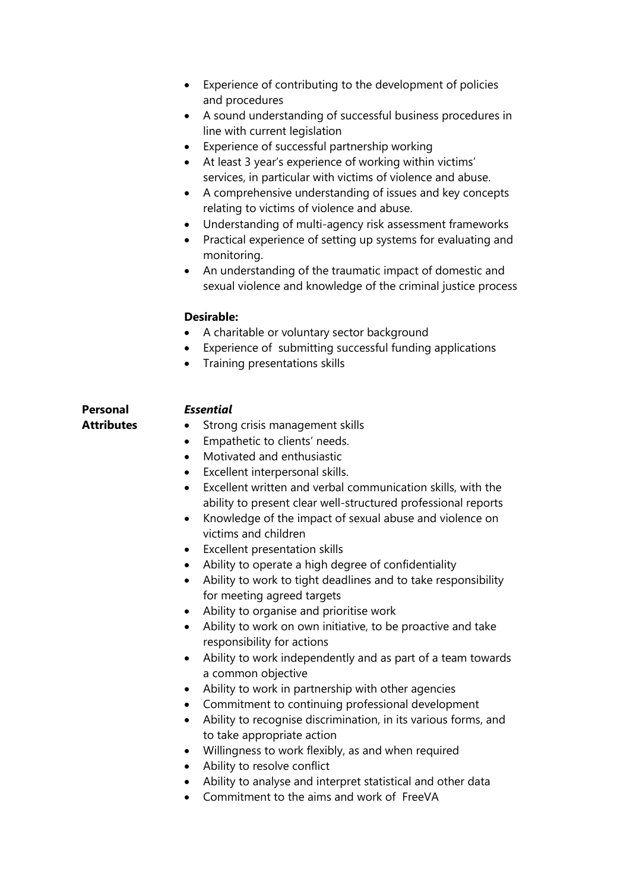- Experience of contributing to the development of policies and procedures
- A sound understanding of successful business procedures in line with current legislation
- Experience of successful partnership working
- At least 3 year's experience of working within victims' services, in particular with victims of violence and abuse.
- A comprehensive understanding of issues and key concepts relating to victims of violence and abuse.
- Understanding of multi-agency risk assessment frameworks
- Practical experience of setting up systems for evaluating and monitoring.
- An understanding of the traumatic impact of domestic and sexual violence and knowledge of the criminal justice process

**Desirable:**

- A charitable or voluntary sector background
- Experience of submitting successful funding applications
- Training presentations skills

**Personal Attributes**

***Essential***

- Strong crisis management skills
- Empathetic to clients' needs.
- Motivated and enthusiastic
- Excellent interpersonal skills.
- Excellent written and verbal communication skills, with the ability to present clear well-structured professional reports
- Knowledge of the impact of sexual abuse and violence on victims and children
- Excellent presentation skills
- Ability to operate a high degree of confidentiality
- Ability to work to tight deadlines and to take responsibility for meeting agreed targets
- Ability to organise and prioritise work
- Ability to work on own initiative, to be proactive and take responsibility for actions
- Ability to work independently and as part of a team towards a common objective
- Ability to work in partnership with other agencies
- Commitment to continuing professional development
- Ability to recognise discrimination, in its various forms, and to take appropriate action
- Willingness to work flexibly, as and when required
- Ability to resolve conflict
- Ability to analyse and interpret statistical and other data
- Commitment to the aims and work of FreeVA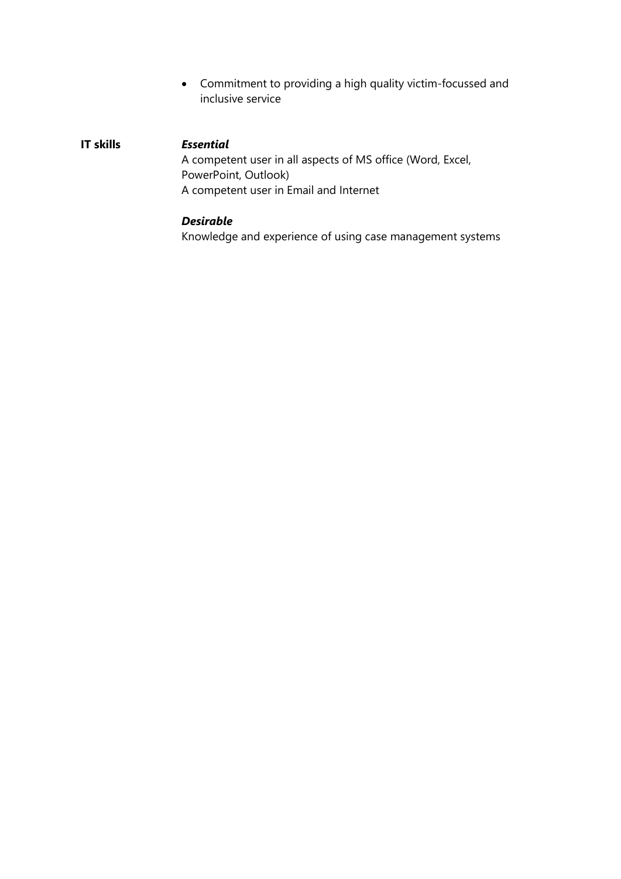- Commitment to providing a high quality victim-focussed and inclusive service

**IT skills**

***Essential***

A competent user in all aspects of MS office (Word, Excel, PowerPoint, Outlook)
A competent user in Email and Internet

***Desirable***

Knowledge and experience of using case management systems